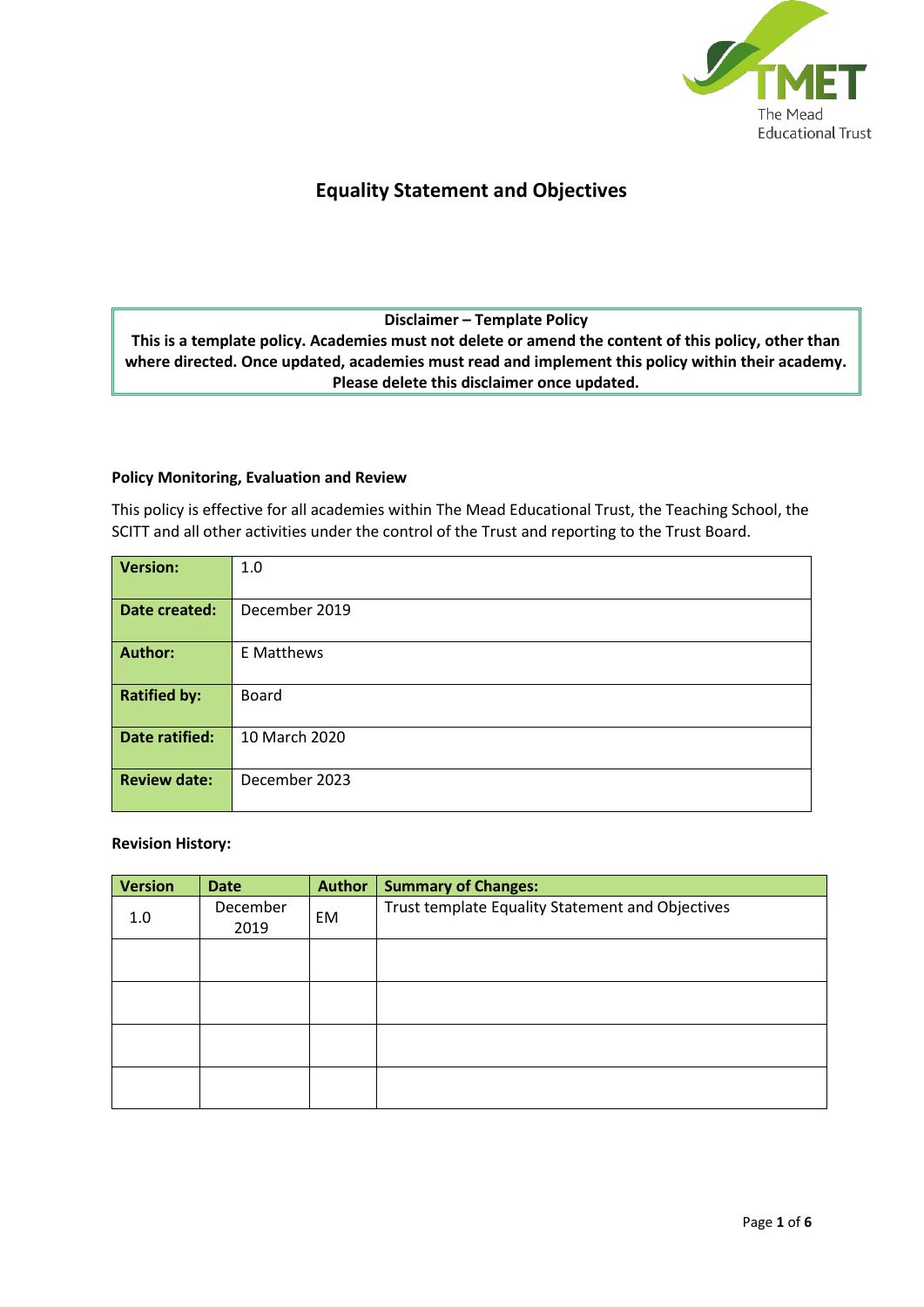TMET
The Mead Educational Trust

# Equality Statement and Objectives

| Disclaimer – Template Policy |
|---|
| **This is a template policy. Academies must not delete or amend the content of this policy, other than where directed. Once updated, academies must read and implement this policy within their academy. Please delete this disclaimer once updated.** |

**Policy Monitoring, Evaluation and Review**

This policy is effective for all academies within The Mead Educational Trust, the Teaching School, the SCITT and all other activities under the control of the Trust and reporting to the Trust Board.

| | |
|---|---|
| **Version:** | 1.0 |
| **Date created:** | December 2019 |
| **Author:** | E Matthews |
| **Ratified by:** | Board |
| **Date ratified:** | 10 March 2020 |
| **Review date:** | December 2023 |

**Revision History:**

| Version | Date | Author | Summary of Changes: |
|---|---|---|---|
| 1.0 | December 2019 | EM | Trust template Equality Statement and Objectives |
| | | | |
| | | | |
| | | | |
| | | | |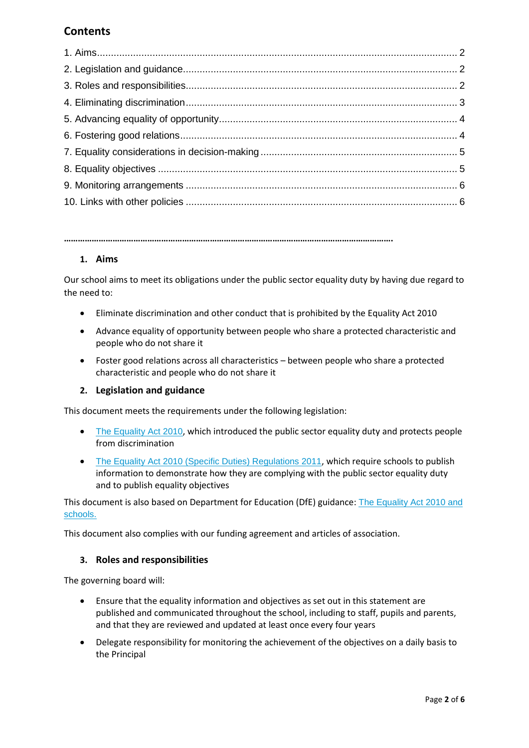## Contents

1. Aims........................................................................................................................ 2
2. Legislation and guidance........................................................................................ 2
3. Roles and responsibilities....................................................................................... 2
4. Eliminating discrimination....................................................................................... 3
5. Advancing equality of opportunity........................................................................... 4
6. Fostering good relations......................................................................................... 4
7. Equality considerations in decision-making ............................................................ 5
8. Equality objectives ................................................................................................. 5
9. Monitoring arrangements ....................................................................................... 6
10. Links with other policies ....................................................................................... 6

…………………………………………………………………………………………………………………………….

### 1. Aims

Our school aims to meet its obligations under the public sector equality duty by having due regard to the need to:

- Eliminate discrimination and other conduct that is prohibited by the Equality Act 2010
- Advance equality of opportunity between people who share a protected characteristic and people who do not share it
- Foster good relations across all characteristics – between people who share a protected characteristic and people who do not share it

### 2. Legislation and guidance

This document meets the requirements under the following legislation:

- The Equality Act 2010, which introduced the public sector equality duty and protects people from discrimination
- The Equality Act 2010 (Specific Duties) Regulations 2011, which require schools to publish information to demonstrate how they are complying with the public sector equality duty and to publish equality objectives

This document is also based on Department for Education (DfE) guidance: The Equality Act 2010 and schools.

This document also complies with our funding agreement and articles of association.

### 3. Roles and responsibilities

The governing board will:

- Ensure that the equality information and objectives as set out in this statement are published and communicated throughout the school, including to staff, pupils and parents, and that they are reviewed and updated at least once every four years
- Delegate responsibility for monitoring the achievement of the objectives on a daily basis to the Principal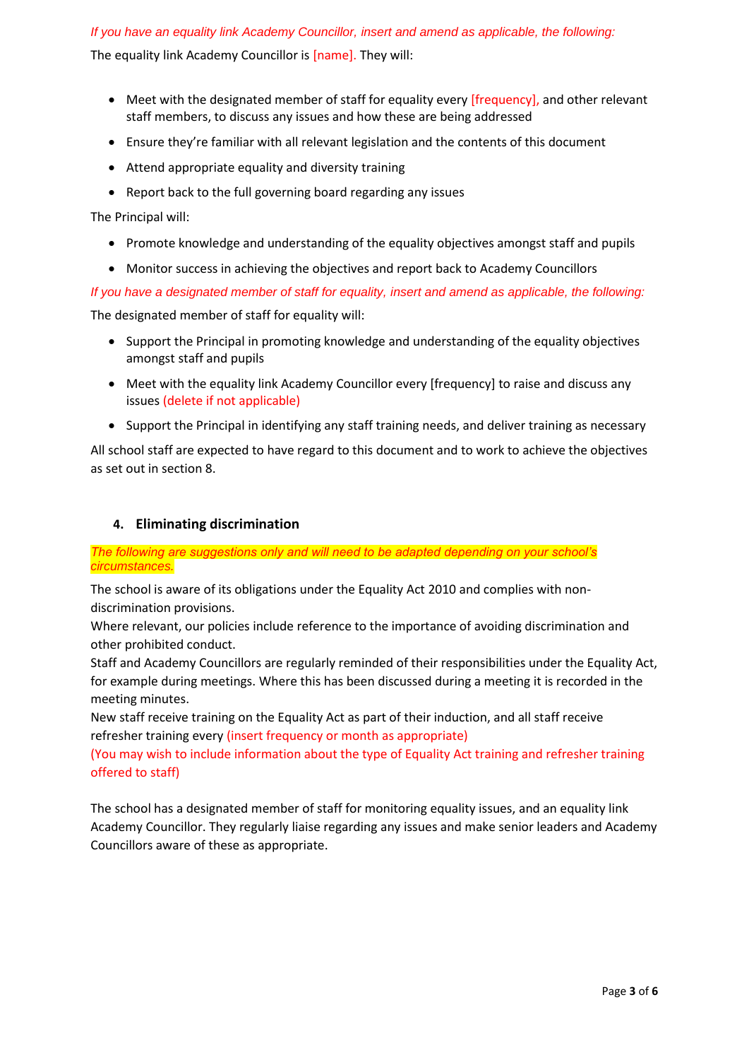*If you have an equality link Academy Councillor, insert and amend as applicable, the following:*

The equality link Academy Councillor is [name]. They will:

- Meet with the designated member of staff for equality every [frequency], and other relevant staff members, to discuss any issues and how these are being addressed
- Ensure they're familiar with all relevant legislation and the contents of this document
- Attend appropriate equality and diversity training
- Report back to the full governing board regarding any issues

The Principal will:

- Promote knowledge and understanding of the equality objectives amongst staff and pupils
- Monitor success in achieving the objectives and report back to Academy Councillors

*If you have a designated member of staff for equality, insert and amend as applicable, the following:*

The designated member of staff for equality will:

- Support the Principal in promoting knowledge and understanding of the equality objectives amongst staff and pupils
- Meet with the equality link Academy Councillor every [frequency] to raise and discuss any issues (delete if not applicable)
- Support the Principal in identifying any staff training needs, and deliver training as necessary

All school staff are expected to have regard to this document and to work to achieve the objectives as set out in section 8.

## 4. Eliminating discrimination

*The following are suggestions only and will need to be adapted depending on your school's circumstances.*

The school is aware of its obligations under the Equality Act 2010 and complies with non-discrimination provisions.

Where relevant, our policies include reference to the importance of avoiding discrimination and other prohibited conduct.

Staff and Academy Councillors are regularly reminded of their responsibilities under the Equality Act, for example during meetings. Where this has been discussed during a meeting it is recorded in the meeting minutes.

New staff receive training on the Equality Act as part of their induction, and all staff receive refresher training every (insert frequency or month as appropriate)

(You may wish to include information about the type of Equality Act training and refresher training offered to staff)

The school has a designated member of staff for monitoring equality issues, and an equality link Academy Councillor. They regularly liaise regarding any issues and make senior leaders and Academy Councillors aware of these as appropriate.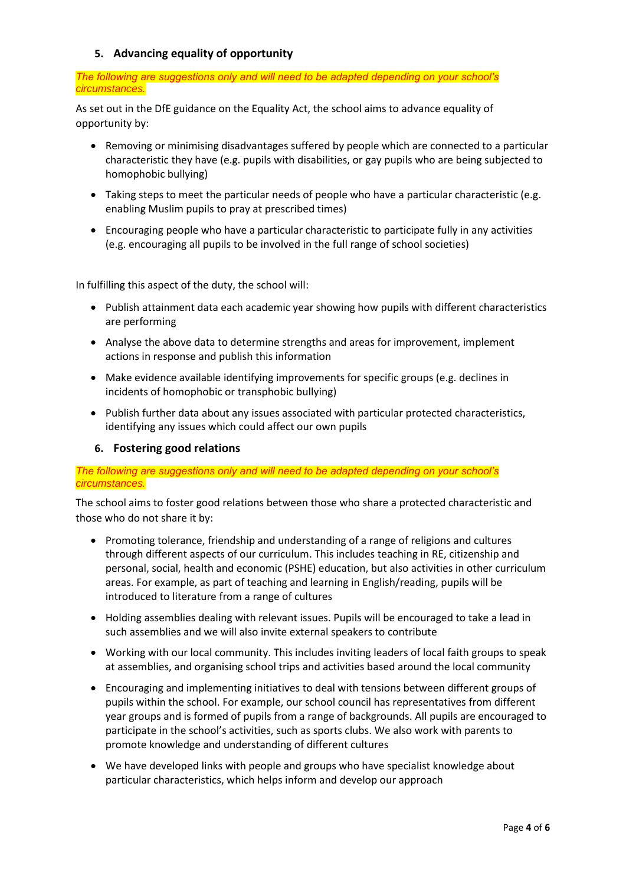## 5. Advancing equality of opportunity

*The following are suggestions only and will need to be adapted depending on your school's circumstances.*

As set out in the DfE guidance on the Equality Act, the school aims to advance equality of opportunity by:

- Removing or minimising disadvantages suffered by people which are connected to a particular characteristic they have (e.g. pupils with disabilities, or gay pupils who are being subjected to homophobic bullying)
- Taking steps to meet the particular needs of people who have a particular characteristic (e.g. enabling Muslim pupils to pray at prescribed times)
- Encouraging people who have a particular characteristic to participate fully in any activities (e.g. encouraging all pupils to be involved in the full range of school societies)

In fulfilling this aspect of the duty, the school will:

- Publish attainment data each academic year showing how pupils with different characteristics are performing
- Analyse the above data to determine strengths and areas for improvement, implement actions in response and publish this information
- Make evidence available identifying improvements for specific groups (e.g. declines in incidents of homophobic or transphobic bullying)
- Publish further data about any issues associated with particular protected characteristics, identifying any issues which could affect our own pupils

## 6. Fostering good relations

*The following are suggestions only and will need to be adapted depending on your school's circumstances.*

The school aims to foster good relations between those who share a protected characteristic and those who do not share it by:

- Promoting tolerance, friendship and understanding of a range of religions and cultures through different aspects of our curriculum. This includes teaching in RE, citizenship and personal, social, health and economic (PSHE) education, but also activities in other curriculum areas. For example, as part of teaching and learning in English/reading, pupils will be introduced to literature from a range of cultures
- Holding assemblies dealing with relevant issues. Pupils will be encouraged to take a lead in such assemblies and we will also invite external speakers to contribute
- Working with our local community. This includes inviting leaders of local faith groups to speak at assemblies, and organising school trips and activities based around the local community
- Encouraging and implementing initiatives to deal with tensions between different groups of pupils within the school. For example, our school council has representatives from different year groups and is formed of pupils from a range of backgrounds. All pupils are encouraged to participate in the school's activities, such as sports clubs. We also work with parents to promote knowledge and understanding of different cultures
- We have developed links with people and groups who have specialist knowledge about particular characteristics, which helps inform and develop our approach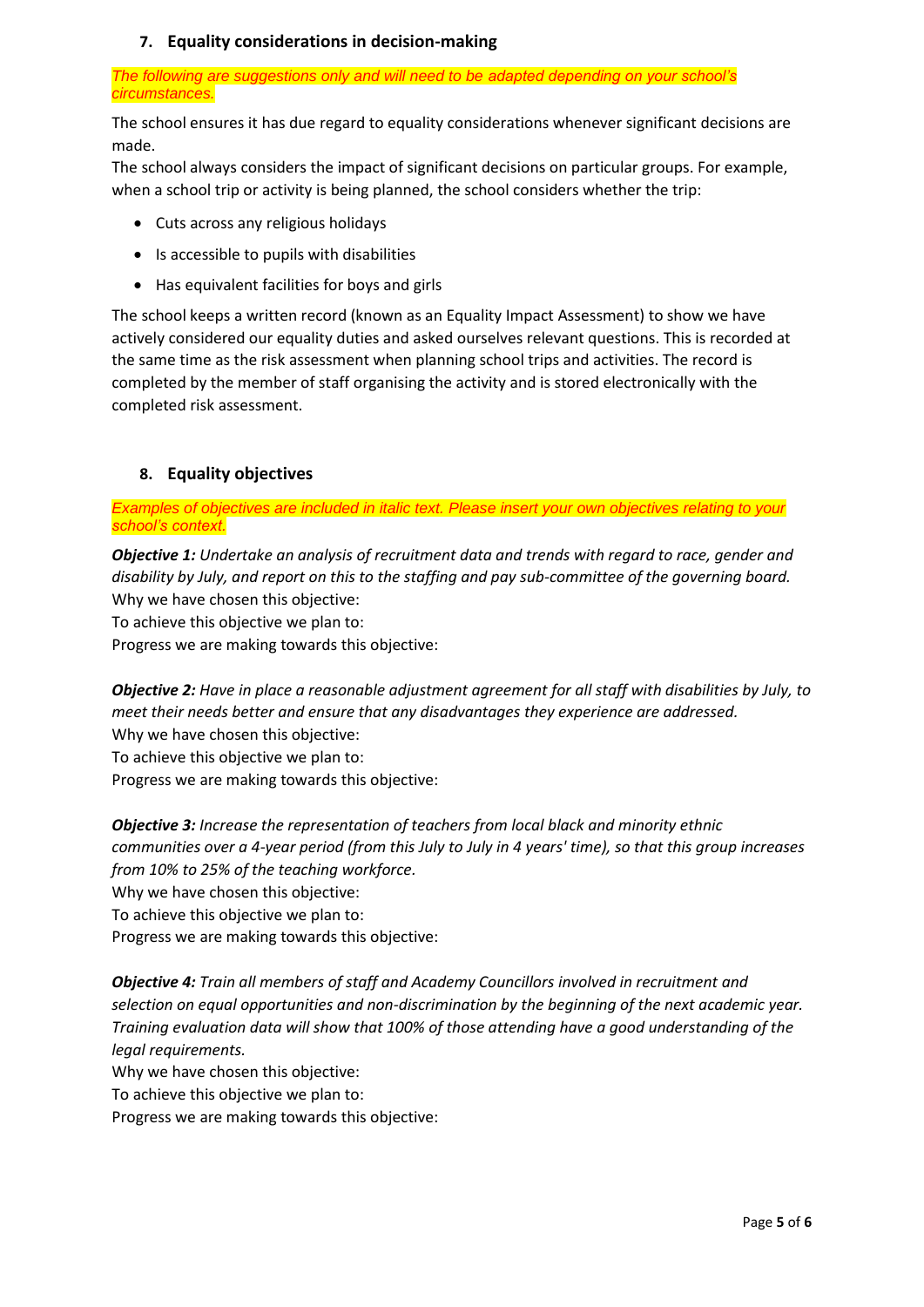## 7. Equality considerations in decision-making

*The following are suggestions only and will need to be adapted depending on your school's circumstances.*

The school ensures it has due regard to equality considerations whenever significant decisions are made.

The school always considers the impact of significant decisions on particular groups. For example, when a school trip or activity is being planned, the school considers whether the trip:

- Cuts across any religious holidays
- Is accessible to pupils with disabilities
- Has equivalent facilities for boys and girls

The school keeps a written record (known as an Equality Impact Assessment) to show we have actively considered our equality duties and asked ourselves relevant questions. This is recorded at the same time as the risk assessment when planning school trips and activities. The record is completed by the member of staff organising the activity and is stored electronically with the completed risk assessment.

## 8. Equality objectives

*Examples of objectives are included in italic text. Please insert your own objectives relating to your school's context.*

***Objective 1:*** *Undertake an analysis of recruitment data and trends with regard to race, gender and disability by July, and report on this to the staffing and pay sub-committee of the governing board.*

Why we have chosen this objective:

To achieve this objective we plan to:

Progress we are making towards this objective:

***Objective 2:*** *Have in place a reasonable adjustment agreement for all staff with disabilities by July, to meet their needs better and ensure that any disadvantages they experience are addressed.*

Why we have chosen this objective:

To achieve this objective we plan to:

Progress we are making towards this objective:

***Objective 3:*** *Increase the representation of teachers from local black and minority ethnic communities over a 4-year period (from this July to July in 4 years' time), so that this group increases from 10% to 25% of the teaching workforce.*

Why we have chosen this objective:

To achieve this objective we plan to:

Progress we are making towards this objective:

***Objective 4:*** *Train all members of staff and Academy Councillors involved in recruitment and selection on equal opportunities and non-discrimination by the beginning of the next academic year. Training evaluation data will show that 100% of those attending have a good understanding of the legal requirements.*

Why we have chosen this objective:

To achieve this objective we plan to:

Progress we are making towards this objective: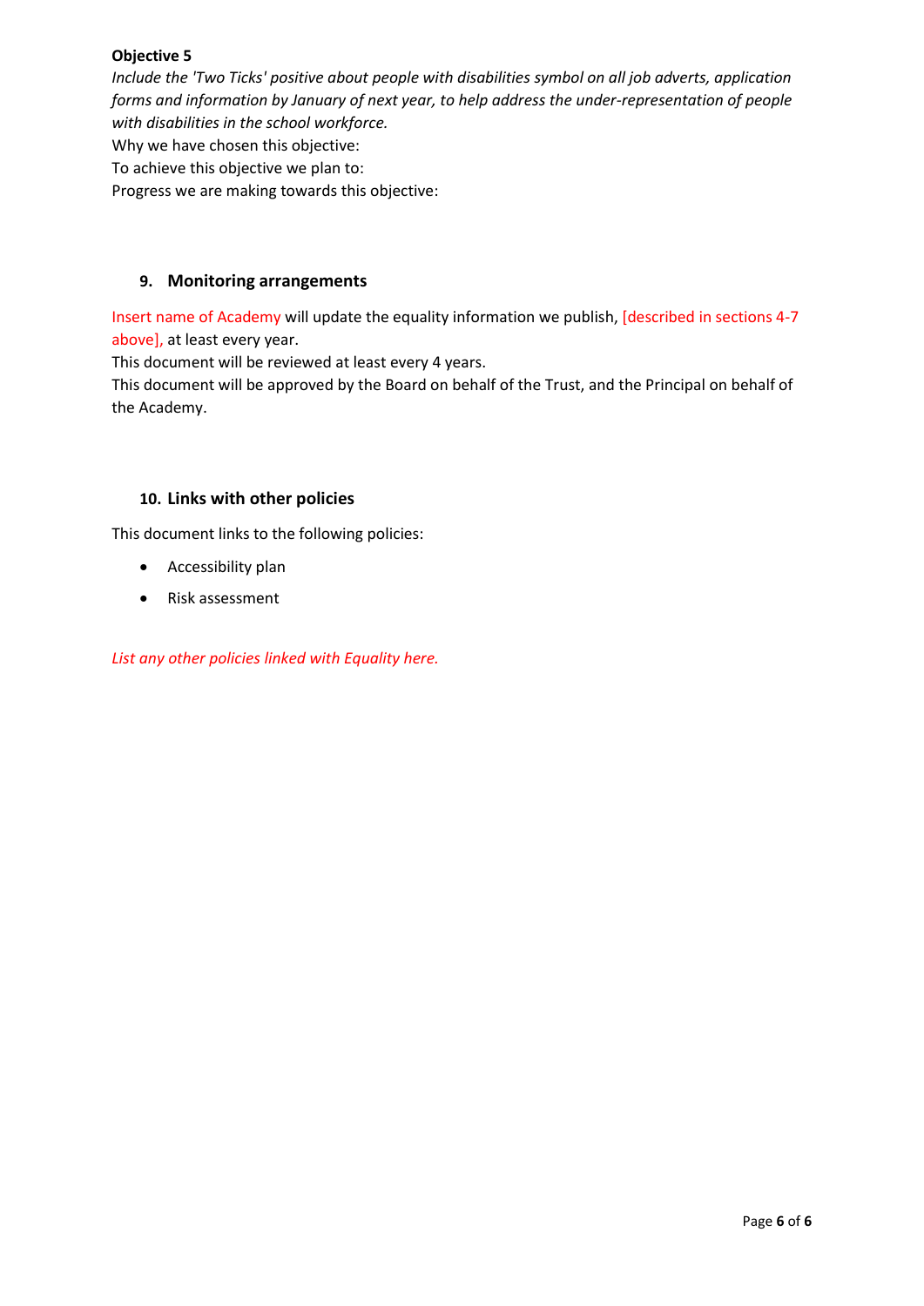**Objective 5**

*Include the 'Two Ticks' positive about people with disabilities symbol on all job adverts, application forms and information by January of next year, to help address the under-representation of people with disabilities in the school workforce.*

Why we have chosen this objective:

To achieve this objective we plan to:

Progress we are making towards this objective:

## 9. Monitoring arrangements

Insert name of Academy will update the equality information we publish, [described in sections 4-7 above], at least every year.

This document will be reviewed at least every 4 years.

This document will be approved by the Board on behalf of the Trust, and the Principal on behalf of the Academy.

## 10. Links with other policies

This document links to the following policies:

- Accessibility plan
- Risk assessment

*List any other policies linked with Equality here.*